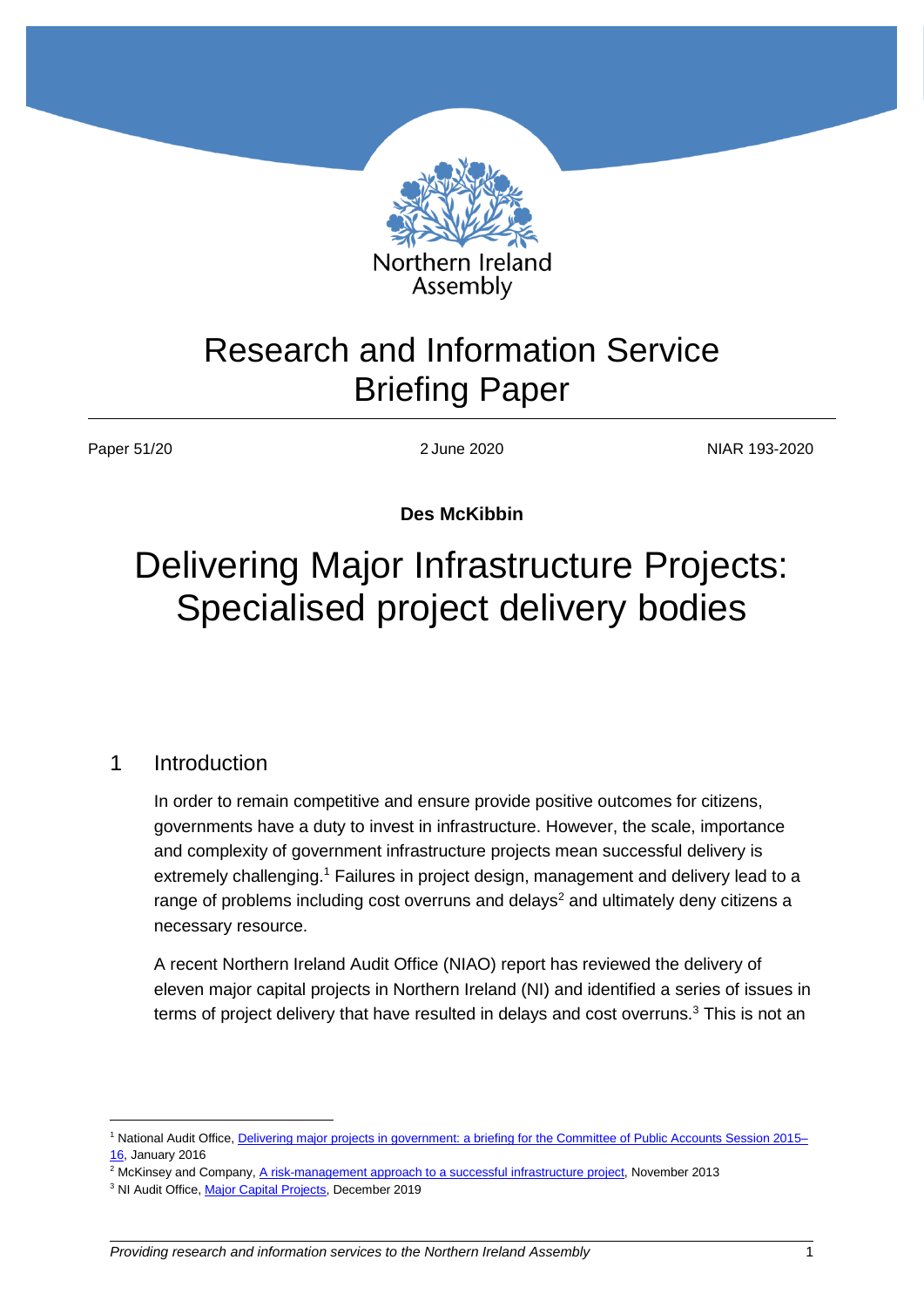Northern Ireland Assembly

# Research and Information Service Briefing Paper

Paper 51/20 | 2 June 2020 | NIAR 193-2020

**Des McKibbin**

# Delivering Major Infrastructure Projects: Specialised project delivery bodies

## 1 Introduction

In order to remain competitive and ensure provide positive outcomes for citizens, governments have a duty to invest in infrastructure. However, the scale, importance and complexity of government infrastructure projects mean successful delivery is extremely challenging.[1] Failures in project design, management and delivery lead to a range of problems including cost overruns and delays[2] and ultimately deny citizens a necessary resource.

A recent Northern Ireland Audit Office (NIAO) report has reviewed the delivery of eleven major capital projects in Northern Ireland (NI) and identified a series of issues in terms of project delivery that have resulted in delays and cost overruns.[3] This is not an

[1] National Audit Office, Delivering major projects in government: a briefing for the Committee of Public Accounts Session 2015–16, January 2016

[2] McKinsey and Company, A risk-management approach to a successful infrastructure project, November 2013

[3] NI Audit Office, Major Capital Projects, December 2019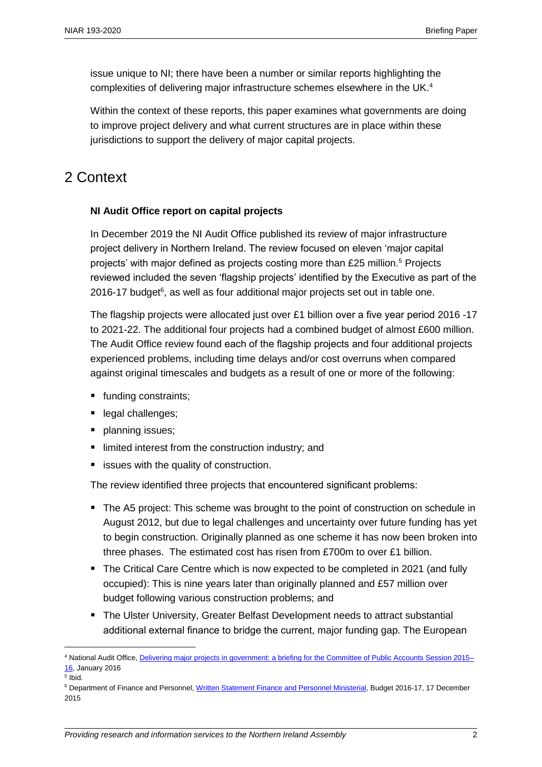issue unique to NI; there have been a number or similar reports highlighting the complexities of delivering major infrastructure schemes elsewhere in the UK.[4]

Within the context of these reports, this paper examines what governments are doing to improve project delivery and what current structures are in place within these jurisdictions to support the delivery of major capital projects.

# 2 Context

**NI Audit Office report on capital projects**

In December 2019 the NI Audit Office published its review of major infrastructure project delivery in Northern Ireland. The review focused on eleven 'major capital projects' with major defined as projects costing more than £25 million.[5] Projects reviewed included the seven 'flagship projects' identified by the Executive as part of the 2016-17 budget[6], as well as four additional major projects set out in table one.

The flagship projects were allocated just over £1 billion over a five year period 2016 -17 to 2021-22. The additional four projects had a combined budget of almost £600 million. The Audit Office review found each of the flagship projects and four additional projects experienced problems, including time delays and/or cost overruns when compared against original timescales and budgets as a result of one or more of the following:

- funding constraints;
- legal challenges;
- planning issues;
- limited interest from the construction industry; and
- issues with the quality of construction.

The review identified three projects that encountered significant problems:

- The A5 project: This scheme was brought to the point of construction on schedule in August 2012, but due to legal challenges and uncertainty over future funding has yet to begin construction. Originally planned as one scheme it has now been broken into three phases. The estimated cost has risen from £700m to over £1 billion.
- The Critical Care Centre which is now expected to be completed in 2021 (and fully occupied): This is nine years later than originally planned and £57 million over budget following various construction problems; and
- The Ulster University, Greater Belfast Development needs to attract substantial additional external finance to bridge the current, major funding gap. The European

---

[4] National Audit Office, Delivering major projects in government: a briefing for the Committee of Public Accounts Session 2015–16, January 2016

[5] Ibid.

[6] Department of Finance and Personnel, Written Statement Finance and Personnel Ministerial, Budget 2016-17, 17 December 2015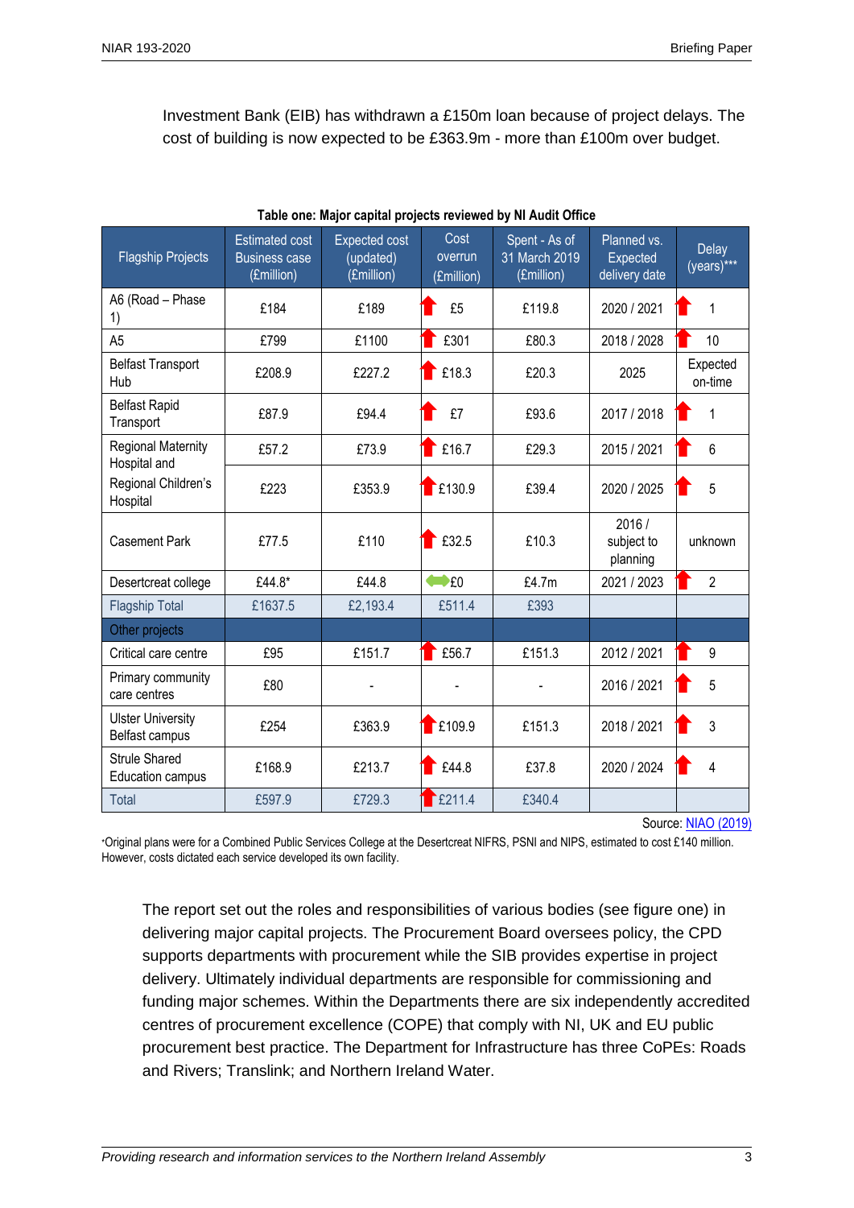Investment Bank (EIB) has withdrawn a £150m loan because of project delays. The cost of building is now expected to be £363.9m - more than £100m over budget.

**Table one: Major capital projects reviewed by NI Audit Office**

| Flagship Projects | Estimated cost Business case (£million) | Expected cost (updated) (£million) | Cost overrun (£million) | Spent - As of 31 March 2019 (£million) | Planned vs. Expected delivery date | Delay (years)*** |
|---|---|---|---|---|---|---|
| A6 (Road – Phase 1) | £184 | £189 | £5 | £119.8 | 2020 / 2021 | 1 |
| A5 | £799 | £1100 | £301 | £80.3 | 2018 / 2028 | 10 |
| Belfast Transport Hub | £208.9 | £227.2 | £18.3 | £20.3 | 2025 | Expected on-time |
| Belfast Rapid Transport | £87.9 | £94.4 | £7 | £93.6 | 2017 / 2018 | 1 |
| Regional Maternity Hospital and | £57.2 | £73.9 | £16.7 | £29.3 | 2015 / 2021 | 6 |
| Regional Children's Hospital | £223 | £353.9 | £130.9 | £39.4 | 2020 / 2025 | 5 |
| Casement Park | £77.5 | £110 | £32.5 | £10.3 | 2016 / subject to planning | unknown |
| Desertcreat college | £44.8* | £44.8 | £0 | £4.7m | 2021 / 2023 | 2 |
| Flagship Total | £1637.5 | £2,193.4 | £511.4 | £393 | | |
| Other projects | | | | | | |
| Critical care centre | £95 | £151.7 | £56.7 | £151.3 | 2012 / 2021 | 9 |
| Primary community care centres | £80 | - | - | - | 2016 / 2021 | 5 |
| Ulster University Belfast campus | £254 | £363.9 | £109.9 | £151.3 | 2018 / 2021 | 3 |
| Strule Shared Education campus | £168.9 | £213.7 | £44.8 | £37.8 | 2020 / 2024 | 4 |
| Total | £597.9 | £729.3 | £211.4 | £340.4 | | |

Source: NIAO (2019)

*Original plans were for a Combined Public Services College at the Desertcreat NIFRS, PSNI and NIPS, estimated to cost £140 million. However, costs dictated each service developed its own facility.

The report set out the roles and responsibilities of various bodies (see figure one) in delivering major capital projects. The Procurement Board oversees policy, the CPD supports departments with procurement while the SIB provides expertise in project delivery. Ultimately individual departments are responsible for commissioning and funding major schemes. Within the Departments there are six independently accredited centres of procurement excellence (COPE) that comply with NI, UK and EU public procurement best practice. The Department for Infrastructure has three CoPEs: Roads and Rivers; Translink; and Northern Ireland Water.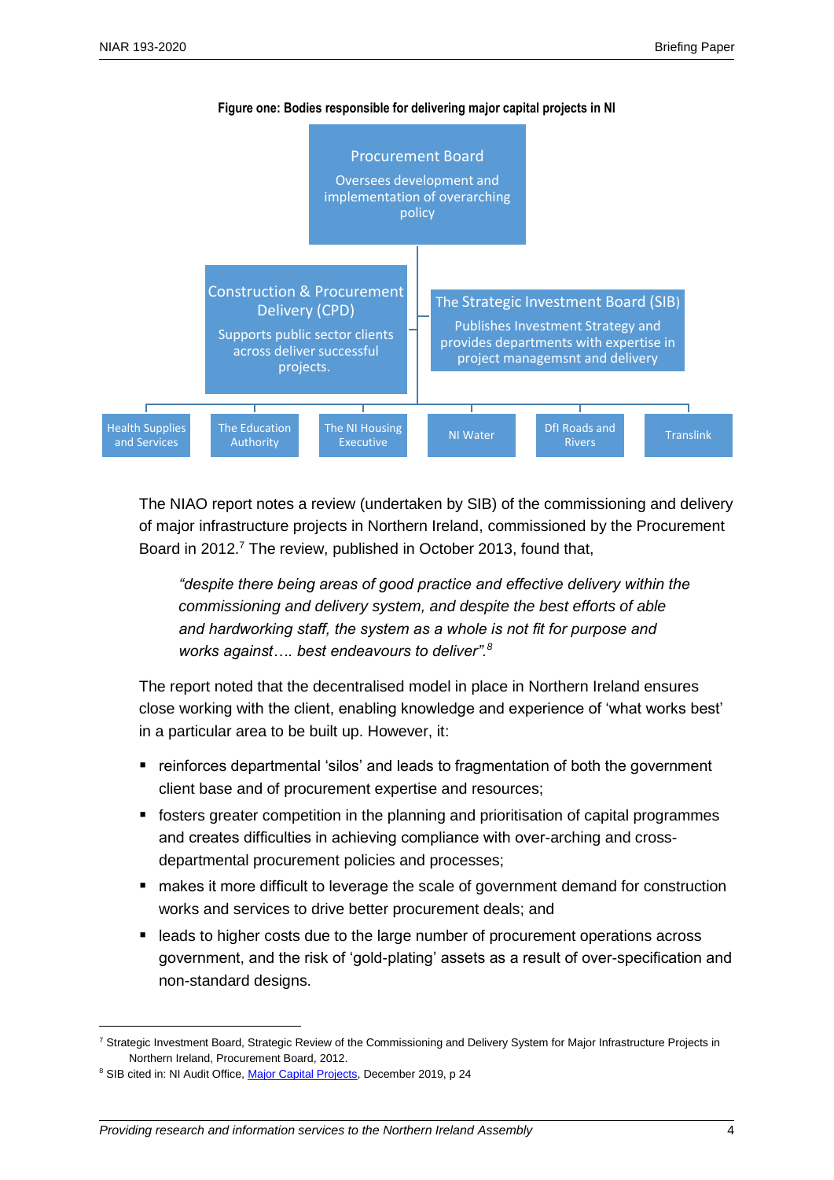**Figure one: Bodies responsible for delivering major capital projects in NI**

Procurement Board
Oversees development and implementation of overarching policy

Construction & Procurement Delivery (CPD)
Supports public sector clients across deliver successful projects.

The Strategic Investment Board (SIB)
Publishes Investment Strategy and provides departments with expertise in project managemsnt and delivery

Health Supplies and Services | The Education Authority | The NI Housing Executive | NI Water | DfI Roads and Rivers | Translink

The NIAO report notes a review (undertaken by SIB) of the commissioning and delivery of major infrastructure projects in Northern Ireland, commissioned by the Procurement Board in 2012.[7] The review, published in October 2013, found that,

> *"despite there being areas of good practice and effective delivery within the commissioning and delivery system, and despite the best efforts of able and hardworking staff, the system as a whole is not fit for purpose and works against…. best endeavours to deliver".*[8]

The report noted that the decentralised model in place in Northern Ireland ensures close working with the client, enabling knowledge and experience of 'what works best' in a particular area to be built up. However, it:

- reinforces departmental 'silos' and leads to fragmentation of both the government client base and of procurement expertise and resources;
- fosters greater competition in the planning and prioritisation of capital programmes and creates difficulties in achieving compliance with over-arching and cross-departmental procurement policies and processes;
- makes it more difficult to leverage the scale of government demand for construction works and services to drive better procurement deals; and
- leads to higher costs due to the large number of procurement operations across government, and the risk of 'gold-plating' assets as a result of over-specification and non-standard designs.

---

[7] Strategic Investment Board, Strategic Review of the Commissioning and Delivery System for Major Infrastructure Projects in Northern Ireland, Procurement Board, 2012.

[8] SIB cited in: NI Audit Office, Major Capital Projects, December 2019, p 24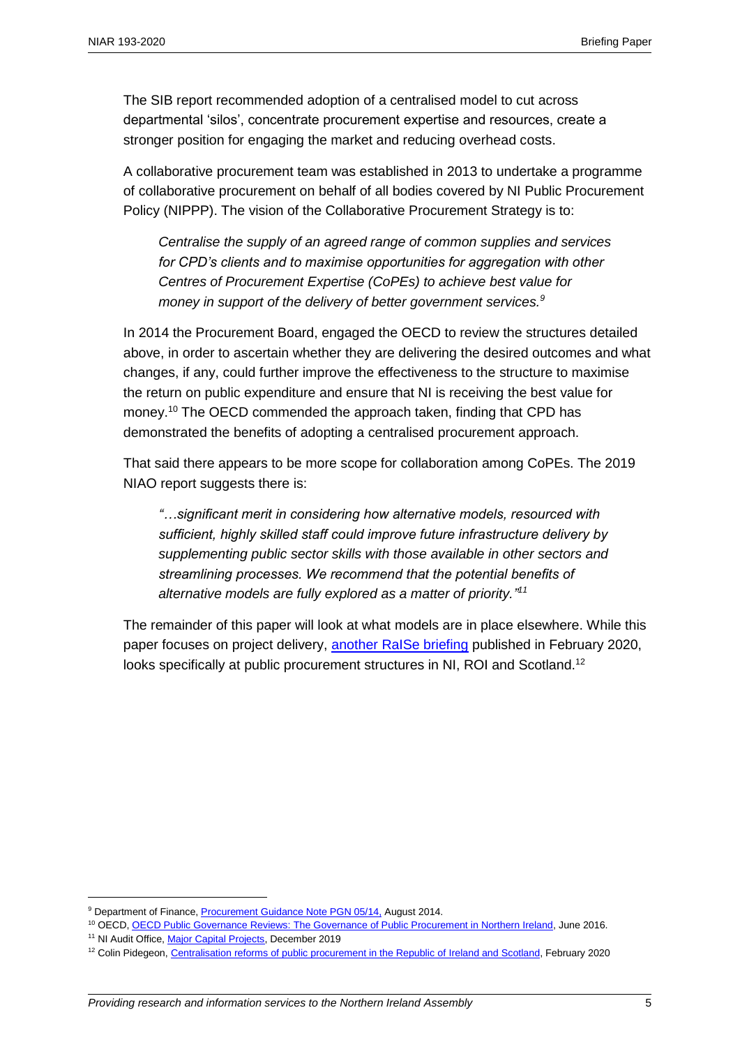The SIB report recommended adoption of a centralised model to cut across departmental 'silos', concentrate procurement expertise and resources, create a stronger position for engaging the market and reducing overhead costs.

A collaborative procurement team was established in 2013 to undertake a programme of collaborative procurement on behalf of all bodies covered by NI Public Procurement Policy (NIPPP). The vision of the Collaborative Procurement Strategy is to:

> *Centralise the supply of an agreed range of common supplies and services for CPD's clients and to maximise opportunities for aggregation with other Centres of Procurement Expertise (CoPEs) to achieve best value for money in support of the delivery of better government services.*[9]

In 2014 the Procurement Board, engaged the OECD to review the structures detailed above, in order to ascertain whether they are delivering the desired outcomes and what changes, if any, could further improve the effectiveness to the structure to maximise the return on public expenditure and ensure that NI is receiving the best value for money.[10] The OECD commended the approach taken, finding that CPD has demonstrated the benefits of adopting a centralised procurement approach.

That said there appears to be more scope for collaboration among CoPEs. The 2019 NIAO report suggests there is:

> *"…significant merit in considering how alternative models, resourced with sufficient, highly skilled staff could improve future infrastructure delivery by supplementing public sector skills with those available in other sectors and streamlining processes. We recommend that the potential benefits of alternative models are fully explored as a matter of priority."*[11]

The remainder of this paper will look at what models are in place elsewhere. While this paper focuses on project delivery, another RaISe briefing published in February 2020, looks specifically at public procurement structures in NI, ROI and Scotland.[12]

---

[9] Department of Finance, Procurement Guidance Note PGN 05/14, August 2014.

[10] OECD, OECD Public Governance Reviews: The Governance of Public Procurement in Northern Ireland, June 2016.

[11] NI Audit Office, Major Capital Projects, December 2019

[12] Colin Pidegeon, Centralisation reforms of public procurement in the Republic of Ireland and Scotland, February 2020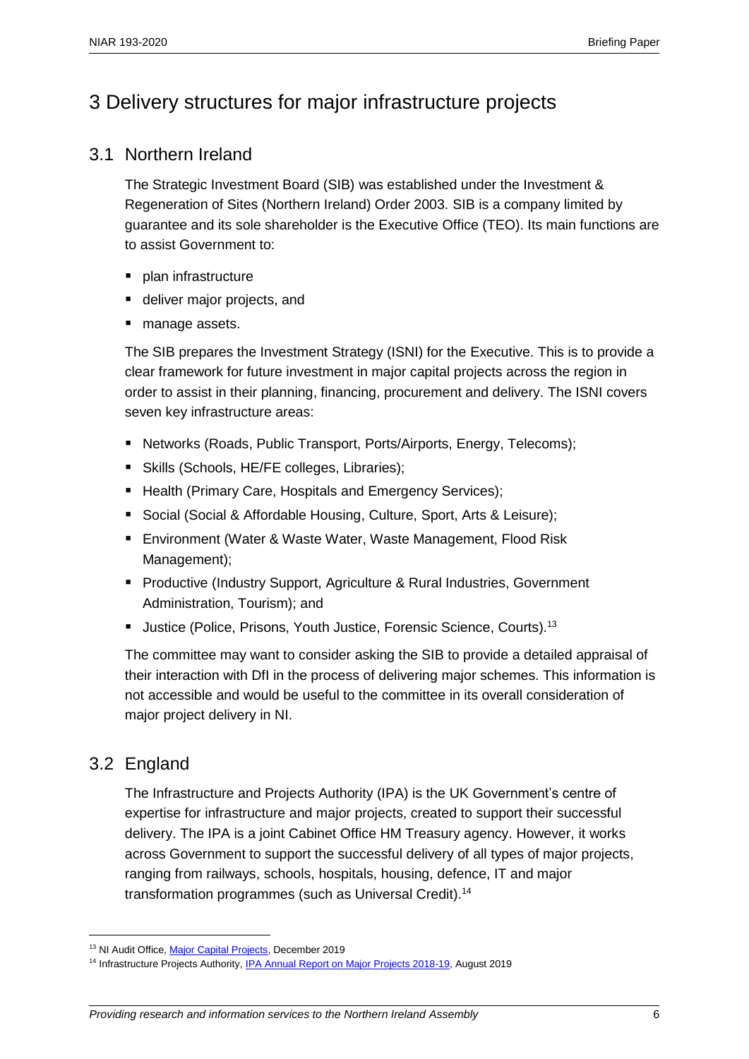# 3 Delivery structures for major infrastructure projects

## 3.1 Northern Ireland

The Strategic Investment Board (SIB) was established under the Investment & Regeneration of Sites (Northern Ireland) Order 2003. SIB is a company limited by guarantee and its sole shareholder is the Executive Office (TEO). Its main functions are to assist Government to:

- plan infrastructure
- deliver major projects, and
- manage assets.

The SIB prepares the Investment Strategy (ISNI) for the Executive. This is to provide a clear framework for future investment in major capital projects across the region in order to assist in their planning, financing, procurement and delivery. The ISNI covers seven key infrastructure areas:

- Networks (Roads, Public Transport, Ports/Airports, Energy, Telecoms);
- Skills (Schools, HE/FE colleges, Libraries);
- Health (Primary Care, Hospitals and Emergency Services);
- Social (Social & Affordable Housing, Culture, Sport, Arts & Leisure);
- Environment (Water & Waste Water, Waste Management, Flood Risk Management);
- Productive (Industry Support, Agriculture & Rural Industries, Government Administration, Tourism); and
- Justice (Police, Prisons, Youth Justice, Forensic Science, Courts).[13]

The committee may want to consider asking the SIB to provide a detailed appraisal of their interaction with DfI in the process of delivering major schemes. This information is not accessible and would be useful to the committee in its overall consideration of major project delivery in NI.

## 3.2 England

The Infrastructure and Projects Authority (IPA) is the UK Government's centre of expertise for infrastructure and major projects, created to support their successful delivery. The IPA is a joint Cabinet Office HM Treasury agency. However, it works across Government to support the successful delivery of all types of major projects, ranging from railways, schools, hospitals, housing, defence, IT and major transformation programmes (such as Universal Credit).[14]

---

[13] NI Audit Office, Major Capital Projects, December 2019

[14] Infrastructure Projects Authority, IPA Annual Report on Major Projects 2018-19, August 2019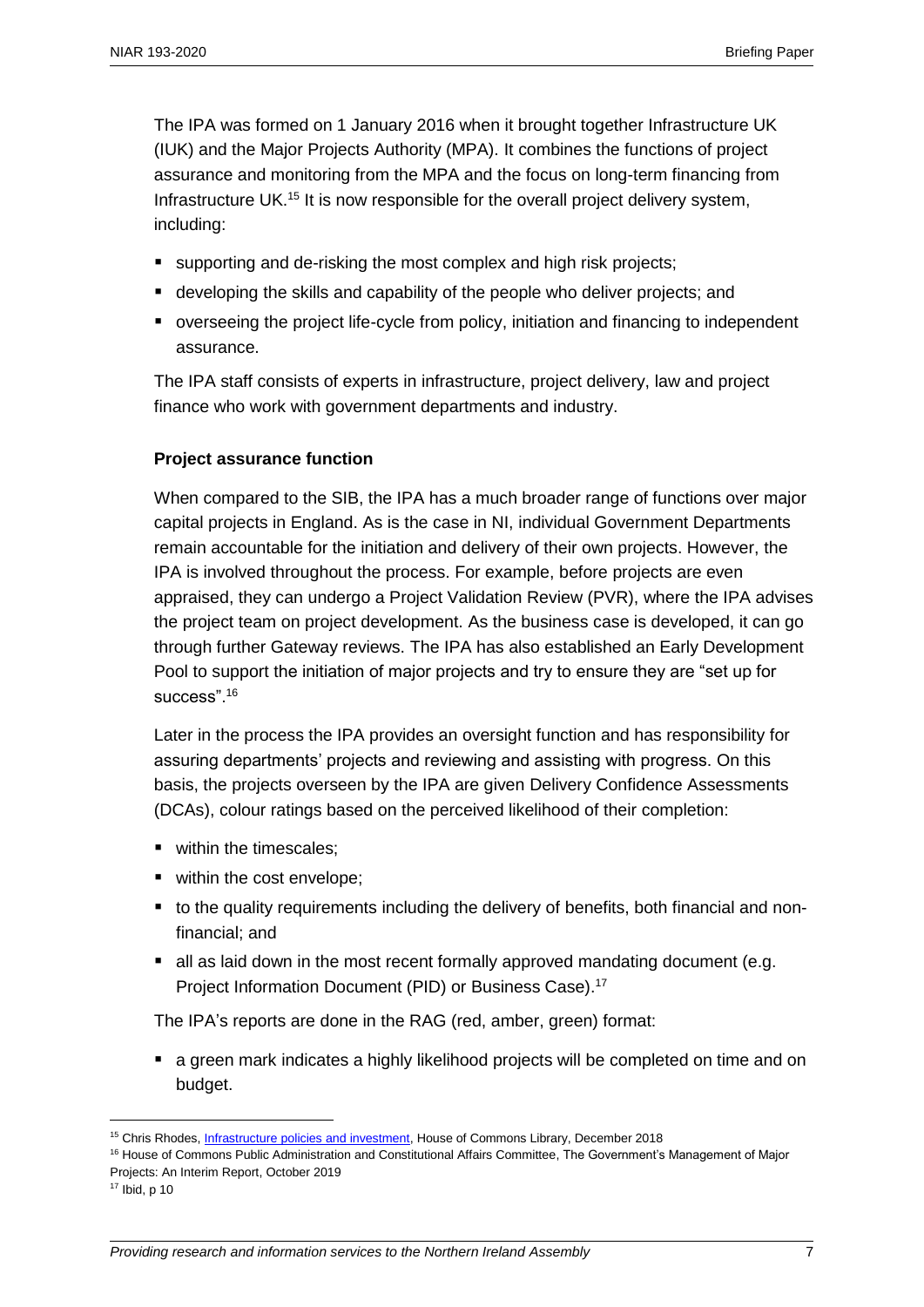The IPA was formed on 1 January 2016 when it brought together Infrastructure UK (IUK) and the Major Projects Authority (MPA). It combines the functions of project assurance and monitoring from the MPA and the focus on long-term financing from Infrastructure UK.[15] It is now responsible for the overall project delivery system, including:

- supporting and de-risking the most complex and high risk projects;
- developing the skills and capability of the people who deliver projects; and
- overseeing the project life-cycle from policy, initiation and financing to independent assurance.

The IPA staff consists of experts in infrastructure, project delivery, law and project finance who work with government departments and industry.

**Project assurance function**

When compared to the SIB, the IPA has a much broader range of functions over major capital projects in England. As is the case in NI, individual Government Departments remain accountable for the initiation and delivery of their own projects. However, the IPA is involved throughout the process. For example, before projects are even appraised, they can undergo a Project Validation Review (PVR), where the IPA advises the project team on project development. As the business case is developed, it can go through further Gateway reviews. The IPA has also established an Early Development Pool to support the initiation of major projects and try to ensure they are "set up for success".[16]

Later in the process the IPA provides an oversight function and has responsibility for assuring departments' projects and reviewing and assisting with progress. On this basis, the projects overseen by the IPA are given Delivery Confidence Assessments (DCAs), colour ratings based on the perceived likelihood of their completion:

- within the timescales;
- within the cost envelope;
- to the quality requirements including the delivery of benefits, both financial and non-financial; and
- all as laid down in the most recent formally approved mandating document (e.g. Project Information Document (PID) or Business Case).[17]

The IPA's reports are done in the RAG (red, amber, green) format:

- a green mark indicates a highly likelihood projects will be completed on time and on budget.

---

[15] Chris Rhodes, [Infrastructure policies and investment](), House of Commons Library, December 2018

[16] House of Commons Public Administration and Constitutional Affairs Committee, The Government's Management of Major Projects: An Interim Report, October 2019

[17] Ibid, p 10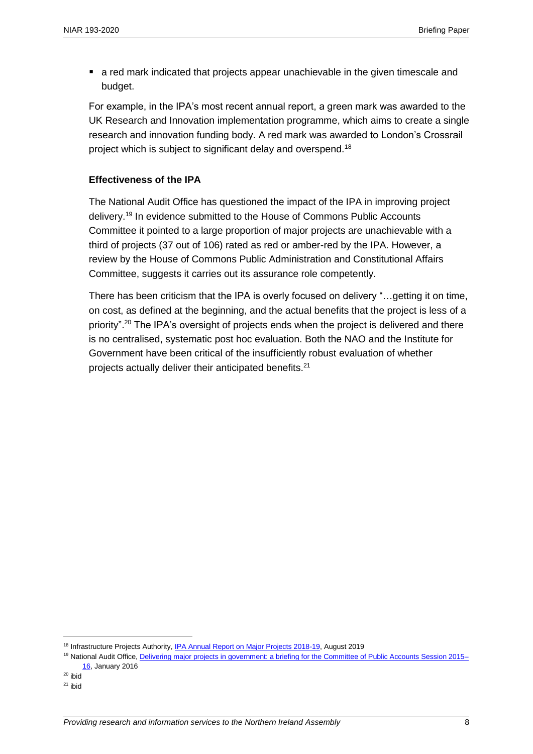- a red mark indicated that projects appear unachievable in the given timescale and budget.

For example, in the IPA's most recent annual report, a green mark was awarded to the UK Research and Innovation implementation programme, which aims to create a single research and innovation funding body. A red mark was awarded to London's Crossrail project which is subject to significant delay and overspend.[18]

**Effectiveness of the IPA**

The National Audit Office has questioned the impact of the IPA in improving project delivery.[19] In evidence submitted to the House of Commons Public Accounts Committee it pointed to a large proportion of major projects are unachievable with a third of projects (37 out of 106) rated as red or amber-red by the IPA. However, a review by the House of Commons Public Administration and Constitutional Affairs Committee, suggests it carries out its assurance role competently.

There has been criticism that the IPA is overly focused on delivery "…getting it on time, on cost, as defined at the beginning, and the actual benefits that the project is less of a priority".[20] The IPA's oversight of projects ends when the project is delivered and there is no centralised, systematic post hoc evaluation. Both the NAO and the Institute for Government have been critical of the insufficiently robust evaluation of whether projects actually deliver their anticipated benefits.[21]

---

[18] Infrastructure Projects Authority, IPA Annual Report on Major Projects 2018-19, August 2019

[19] National Audit Office, Delivering major projects in government: a briefing for the Committee of Public Accounts Session 2015–16, January 2016

[20] ibid

[21] ibid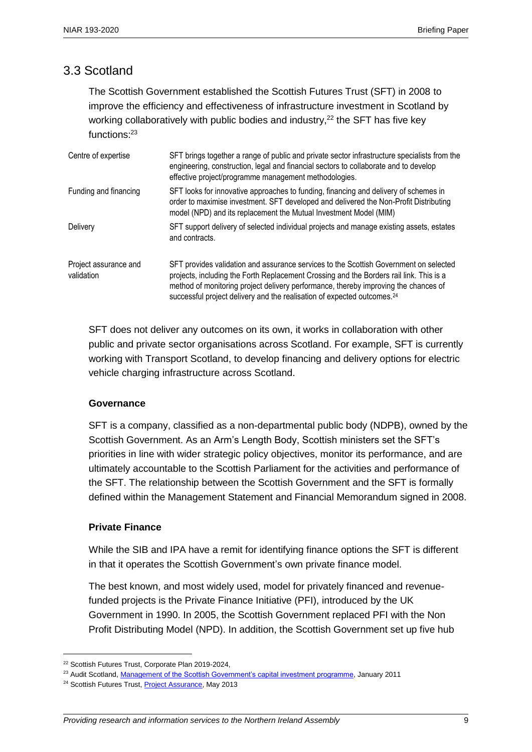## 3.3 Scotland

The Scottish Government established the Scottish Futures Trust (SFT) in 2008 to improve the efficiency and effectiveness of infrastructure investment in Scotland by working collaboratively with public bodies and industry,[22] the SFT has five key functions:[23]

| | |
|---|---|
| Centre of expertise | SFT brings together a range of public and private sector infrastructure specialists from the engineering, construction, legal and financial sectors to collaborate and to develop effective project/programme management methodologies. |
| Funding and financing | SFT looks for innovative approaches to funding, financing and delivery of schemes in order to maximise investment. SFT developed and delivered the Non-Profit Distributing model (NPD) and its replacement the Mutual Investment Model (MIM) |
| Delivery | SFT support delivery of selected individual projects and manage existing assets, estates and contracts. |
| Project assurance and validation | SFT provides validation and assurance services to the Scottish Government on selected projects, including the Forth Replacement Crossing and the Borders rail link. This is a method of monitoring project delivery performance, thereby improving the chances of successful project delivery and the realisation of expected outcomes.[24] |

SFT does not deliver any outcomes on its own, it works in collaboration with other public and private sector organisations across Scotland. For example, SFT is currently working with Transport Scotland, to develop financing and delivery options for electric vehicle charging infrastructure across Scotland.

**Governance**

SFT is a company, classified as a non-departmental public body (NDPB), owned by the Scottish Government. As an Arm's Length Body, Scottish ministers set the SFT's priorities in line with wider strategic policy objectives, monitor its performance, and are ultimately accountable to the Scottish Parliament for the activities and performance of the SFT. The relationship between the Scottish Government and the SFT is formally defined within the Management Statement and Financial Memorandum signed in 2008.

**Private Finance**

While the SIB and IPA have a remit for identifying finance options the SFT is different in that it operates the Scottish Government's own private finance model.

The best known, and most widely used, model for privately financed and revenue-funded projects is the Private Finance Initiative (PFI), introduced by the UK Government in 1990. In 2005, the Scottish Government replaced PFI with the Non Profit Distributing Model (NPD). In addition, the Scottish Government set up five hub

---

[22] Scottish Futures Trust, Corporate Plan 2019-2024,

[23] Audit Scotland, Management of the Scottish Government's capital investment programme, January 2011

[24] Scottish Futures Trust, Project Assurance, May 2013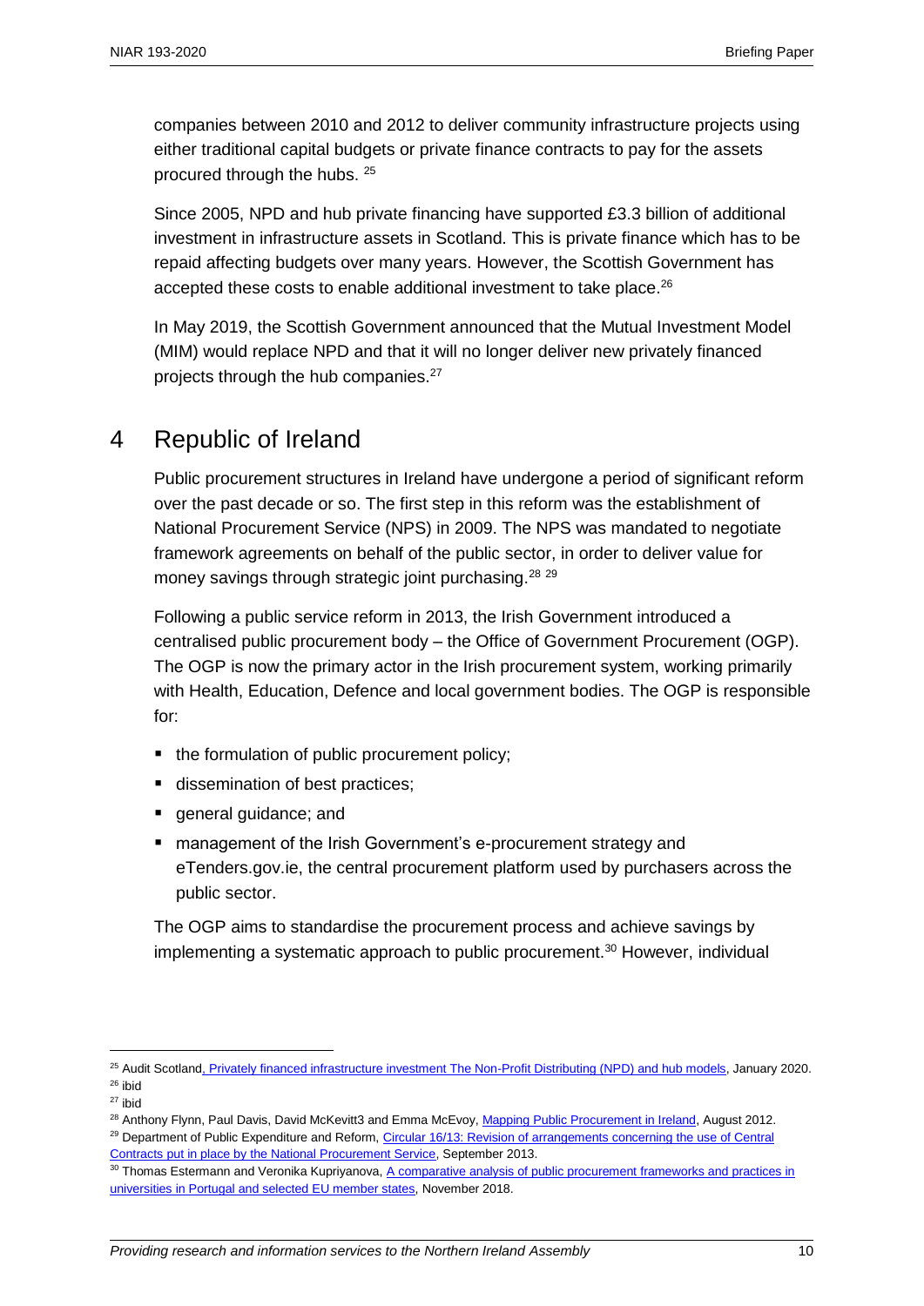companies between 2010 and 2012 to deliver community infrastructure projects using either traditional capital budgets or private finance contracts to pay for the assets procured through the hubs. [25]

Since 2005, NPD and hub private financing have supported £3.3 billion of additional investment in infrastructure assets in Scotland. This is private finance which has to be repaid affecting budgets over many years. However, the Scottish Government has accepted these costs to enable additional investment to take place.[26]

In May 2019, the Scottish Government announced that the Mutual Investment Model (MIM) would replace NPD and that it will no longer deliver new privately financed projects through the hub companies.[27]

# 4 Republic of Ireland

Public procurement structures in Ireland have undergone a period of significant reform over the past decade or so. The first step in this reform was the establishment of National Procurement Service (NPS) in 2009. The NPS was mandated to negotiate framework agreements on behalf of the public sector, in order to deliver value for money savings through strategic joint purchasing.[28] [29]

Following a public service reform in 2013, the Irish Government introduced a centralised public procurement body – the Office of Government Procurement (OGP). The OGP is now the primary actor in the Irish procurement system, working primarily with Health, Education, Defence and local government bodies. The OGP is responsible for:

- the formulation of public procurement policy;
- dissemination of best practices;
- general guidance; and
- management of the Irish Government's e-procurement strategy and eTenders.gov.ie, the central procurement platform used by purchasers across the public sector.

The OGP aims to standardise the procurement process and achieve savings by implementing a systematic approach to public procurement.[30] However, individual

---

[25] Audit Scotland, Privately financed infrastructure investment The Non-Profit Distributing (NPD) and hub models, January 2020.

[26] ibid

[27] ibid

[28] Anthony Flynn, Paul Davis, David McKevitt3 and Emma McEvoy, Mapping Public Procurement in Ireland, August 2012.

[29] Department of Public Expenditure and Reform, Circular 16/13: Revision of arrangements concerning the use of Central Contracts put in place by the National Procurement Service, September 2013.

[30] Thomas Estermann and Veronika Kupriyanova, A comparative analysis of public procurement frameworks and practices in universities in Portugal and selected EU member states, November 2018.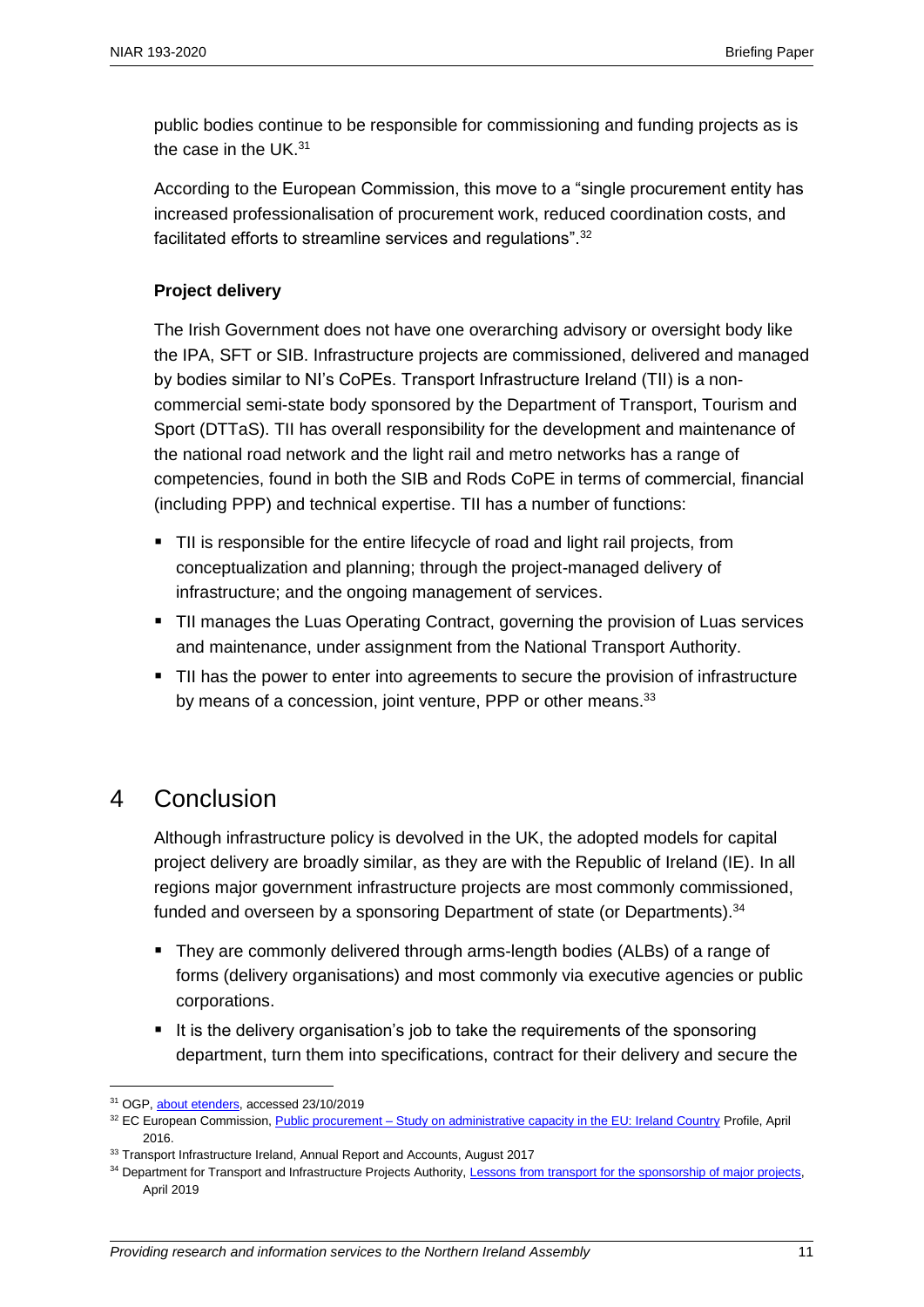public bodies continue to be responsible for commissioning and funding projects as is the case in the UK.[31]

According to the European Commission, this move to a "single procurement entity has increased professionalisation of procurement work, reduced coordination costs, and facilitated efforts to streamline services and regulations".[32]

**Project delivery**

The Irish Government does not have one overarching advisory or oversight body like the IPA, SFT or SIB. Infrastructure projects are commissioned, delivered and managed by bodies similar to NI's CoPEs. Transport Infrastructure Ireland (TII) is a non-commercial semi-state body sponsored by the Department of Transport, Tourism and Sport (DTTaS). TII has overall responsibility for the development and maintenance of the national road network and the light rail and metro networks has a range of competencies, found in both the SIB and Rods CoPE in terms of commercial, financial (including PPP) and technical expertise. TII has a number of functions:

- TII is responsible for the entire lifecycle of road and light rail projects, from conceptualization and planning; through the project-managed delivery of infrastructure; and the ongoing management of services.
- TII manages the Luas Operating Contract, governing the provision of Luas services and maintenance, under assignment from the National Transport Authority.
- TII has the power to enter into agreements to secure the provision of infrastructure by means of a concession, joint venture, PPP or other means.[33]

# 4 Conclusion

Although infrastructure policy is devolved in the UK, the adopted models for capital project delivery are broadly similar, as they are with the Republic of Ireland (IE). In all regions major government infrastructure projects are most commonly commissioned, funded and overseen by a sponsoring Department of state (or Departments).[34]

- They are commonly delivered through arms-length bodies (ALBs) of a range of forms (delivery organisations) and most commonly via executive agencies or public corporations.
- It is the delivery organisation's job to take the requirements of the sponsoring department, turn them into specifications, contract for their delivery and secure the

---

[31] OGP, about etenders, accessed 23/10/2019

[32] EC European Commission, Public procurement – Study on administrative capacity in the EU: Ireland Country Profile, April 2016.

[33] Transport Infrastructure Ireland, Annual Report and Accounts, August 2017

[34] Department for Transport and Infrastructure Projects Authority, Lessons from transport for the sponsorship of major projects, April 2019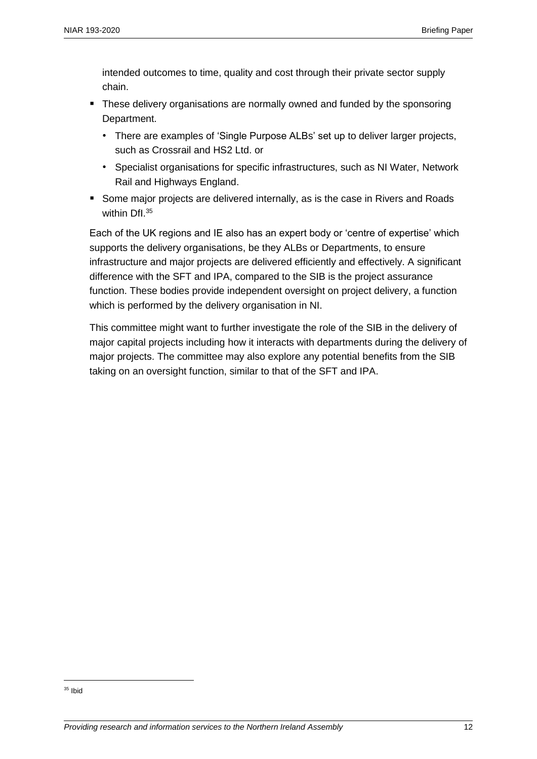intended outcomes to time, quality and cost through their private sector supply chain.

- These delivery organisations are normally owned and funded by the sponsoring Department.
  - There are examples of 'Single Purpose ALBs' set up to deliver larger projects, such as Crossrail and HS2 Ltd. or
  - Specialist organisations for specific infrastructures, such as NI Water, Network Rail and Highways England.
- Some major projects are delivered internally, as is the case in Rivers and Roads within DfI.[35]

Each of the UK regions and IE also has an expert body or 'centre of expertise' which supports the delivery organisations, be they ALBs or Departments, to ensure infrastructure and major projects are delivered efficiently and effectively. A significant difference with the SFT and IPA, compared to the SIB is the project assurance function. These bodies provide independent oversight on project delivery, a function which is performed by the delivery organisation in NI.

This committee might want to further investigate the role of the SIB in the delivery of major capital projects including how it interacts with departments during the delivery of major projects. The committee may also explore any potential benefits from the SIB taking on an oversight function, similar to that of the SFT and IPA.

[35] Ibid